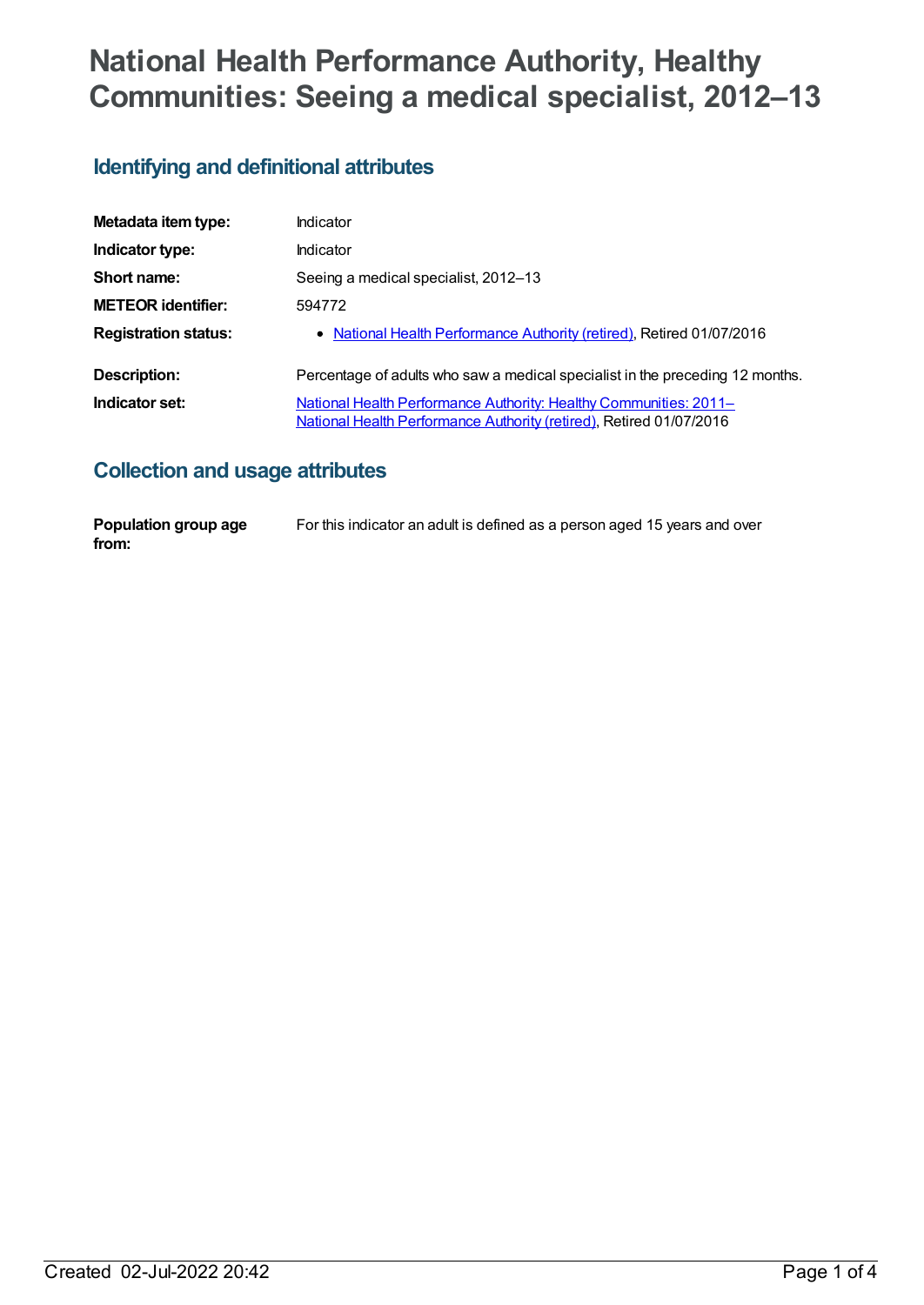# National Health Performance Authority, Healthy Communities: Seeing a medical specialist, 2012–13

## Identifying and definitional attributes

| | |
|---|---|
| **Metadata item type:** | Indicator |
| **Indicator type:** | Indicator |
| **Short name:** | Seeing a medical specialist, 2012–13 |
| **METEOR identifier:** | 594772 |
| **Registration status:** | • National Health Performance Authority (retired), Retired 01/07/2016 |
| **Description:** | Percentage of adults who saw a medical specialist in the preceding 12 months. |
| **Indicator set:** | National Health Performance Authority: Healthy Communities: 2011– National Health Performance Authority (retired), Retired 01/07/2016 |

## Collection and usage attributes

| | |
|---|---|
| **Population group age from:** | For this indicator an adult is defined as a person aged 15 years and over |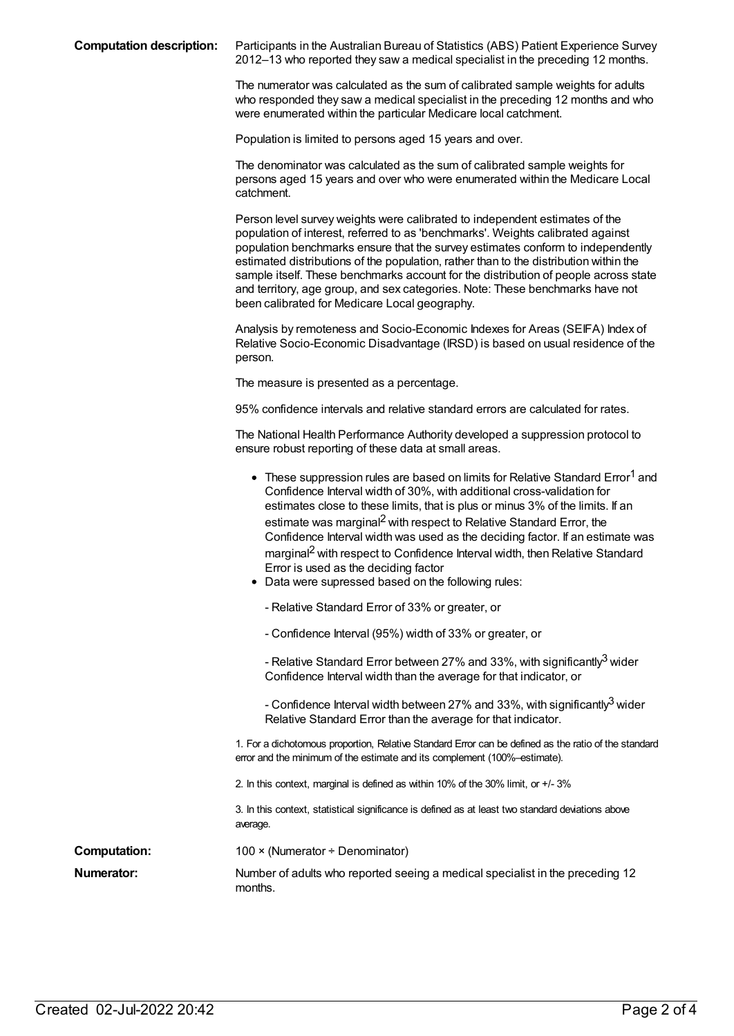**Computation description:** Participants in the Australian Bureau of Statistics (ABS) Patient Experience Survey 2012–13 who reported they saw a medical specialist in the preceding 12 months.

The numerator was calculated as the sum of calibrated sample weights for adults who responded they saw a medical specialist in the preceding 12 months and who were enumerated within the particular Medicare local catchment.

Population is limited to persons aged 15 years and over.

The denominator was calculated as the sum of calibrated sample weights for persons aged 15 years and over who were enumerated within the Medicare Local catchment.

Person level survey weights were calibrated to independent estimates of the population of interest, referred to as 'benchmarks'. Weights calibrated against population benchmarks ensure that the survey estimates conform to independently estimated distributions of the population, rather than to the distribution within the sample itself. These benchmarks account for the distribution of people across state and territory, age group, and sex categories. Note: These benchmarks have not been calibrated for Medicare Local geography.

Analysis by remoteness and Socio-Economic Indexes for Areas (SEIFA) Index of Relative Socio-Economic Disadvantage (IRSD) is based on usual residence of the person.

The measure is presented as a percentage.

95% confidence intervals and relative standard errors are calculated for rates.

The National Health Performance Authority developed a suppression protocol to ensure robust reporting of these data at small areas.

- These suppression rules are based on limits for Relative Standard Error[1] and Confidence Interval width of 30%, with additional cross-validation for estimates close to these limits, that is plus or minus 3% of the limits. If an estimate was marginal[2] with respect to Relative Standard Error, the Confidence Interval width was used as the deciding factor. If an estimate was marginal[2] with respect to Confidence Interval width, then Relative Standard Error is used as the deciding factor
- Data were supressed based on the following rules:

  - Relative Standard Error of 33% or greater, or

  - Confidence Interval (95%) width of 33% or greater, or

  - Relative Standard Error between 27% and 33%, with significantly[3] wider Confidence Interval width than the average for that indicator, or

  - Confidence Interval width between 27% and 33%, with significantly[3] wider Relative Standard Error than the average for that indicator.

1. For a dichotomous proportion, Relative Standard Error can be defined as the ratio of the standard error and the minimum of the estimate and its complement (100%–estimate).

2. In this context, marginal is defined as within 10% of the 30% limit, or +/- 3%

3. In this context, statistical significance is defined as at least two standard deviations above average.

**Computation:** 100 × (Numerator ÷ Denominator)

**Numerator:** Number of adults who reported seeing a medical specialist in the preceding 12 months.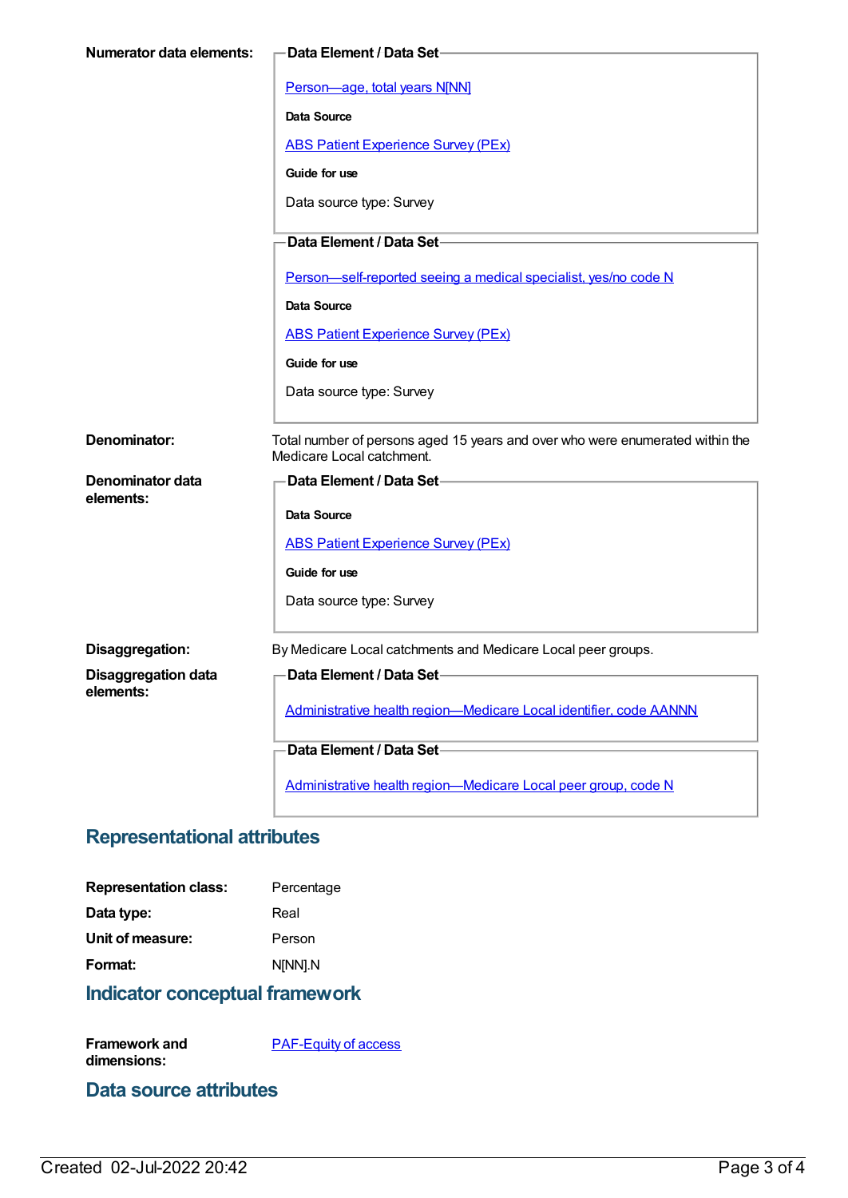**Numerator data elements:**

**Data Element / Data Set**

Person—age, total years N[NN]

**Data Source**

ABS Patient Experience Survey (PEx)

**Guide for use**

Data source type: Survey

**Data Element / Data Set**

Person—self-reported seeing a medical specialist, yes/no code N

**Data Source**

ABS Patient Experience Survey (PEx)

**Guide for use**

Data source type: Survey

**Denominator:** Total number of persons aged 15 years and over who were enumerated within the Medicare Local catchment.

**Denominator data elements:**

**Data Element / Data Set**

**Data Source**

ABS Patient Experience Survey (PEx)

**Guide for use**

Data source type: Survey

**Disaggregation:** By Medicare Local catchments and Medicare Local peer groups.

**Disaggregation data elements:**

**Data Element / Data Set**

Administrative health region—Medicare Local identifier, code AANNN

**Data Element / Data Set**

Administrative health region—Medicare Local peer group, code N

## Representational attributes

**Representation class:** Percentage

**Data type:** Real

**Unit of measure:** Person

**Format:** N[NN].N

## Indicator conceptual framework

**Framework and dimensions:** PAF-Equity of access

## Data source attributes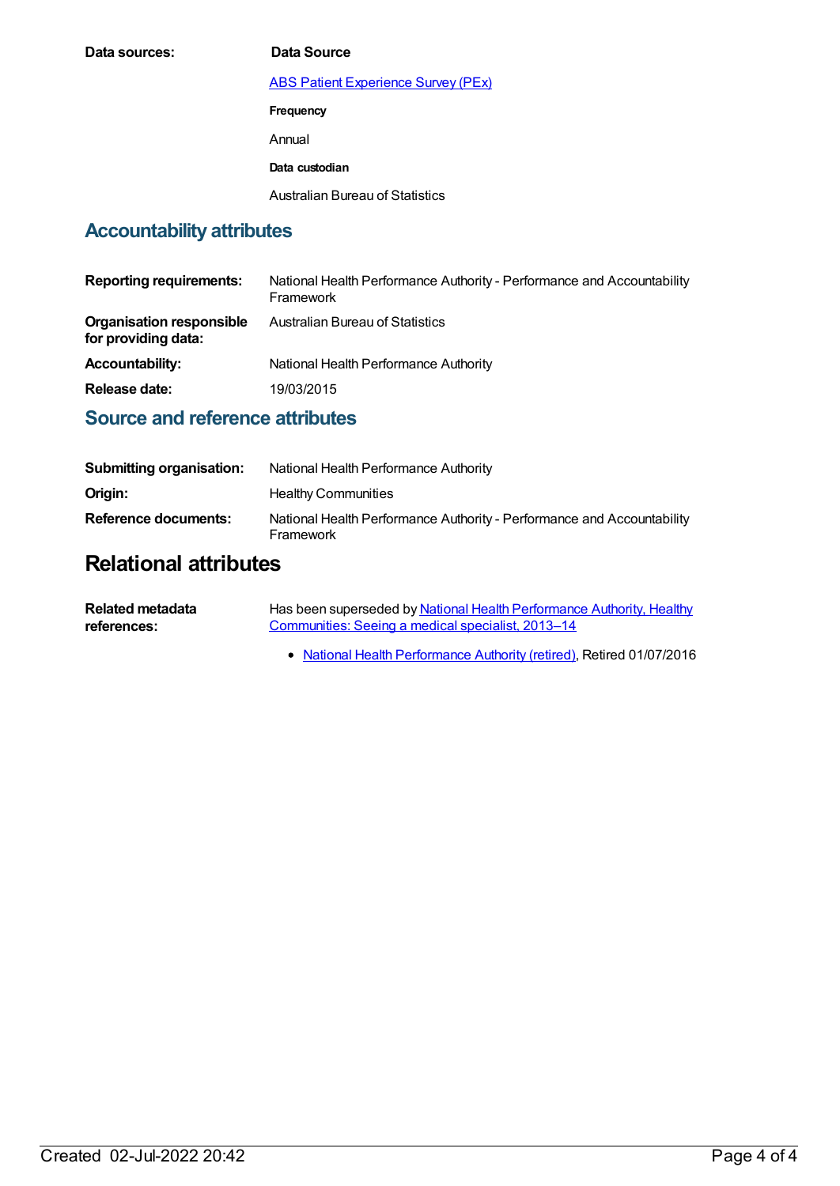**Data sources:**

**Data Source**

ABS Patient Experience Survey (PEx)

**Frequency**

Annual

**Data custodian**

Australian Bureau of Statistics

## Accountability attributes

| | |
|---|---|
| **Reporting requirements:** | National Health Performance Authority - Performance and Accountability Framework |
| **Organisation responsible for providing data:** | Australian Bureau of Statistics |
| **Accountability:** | National Health Performance Authority |
| **Release date:** | 19/03/2015 |

## Source and reference attributes

| | |
|---|---|
| **Submitting organisation:** | National Health Performance Authority |
| **Origin:** | Healthy Communities |
| **Reference documents:** | National Health Performance Authority - Performance and Accountability Framework |

# Relational attributes

**Related metadata references:**

Has been superseded by National Health Performance Authority, Healthy Communities: Seeing a medical specialist, 2013–14

- National Health Performance Authority (retired), Retired 01/07/2016